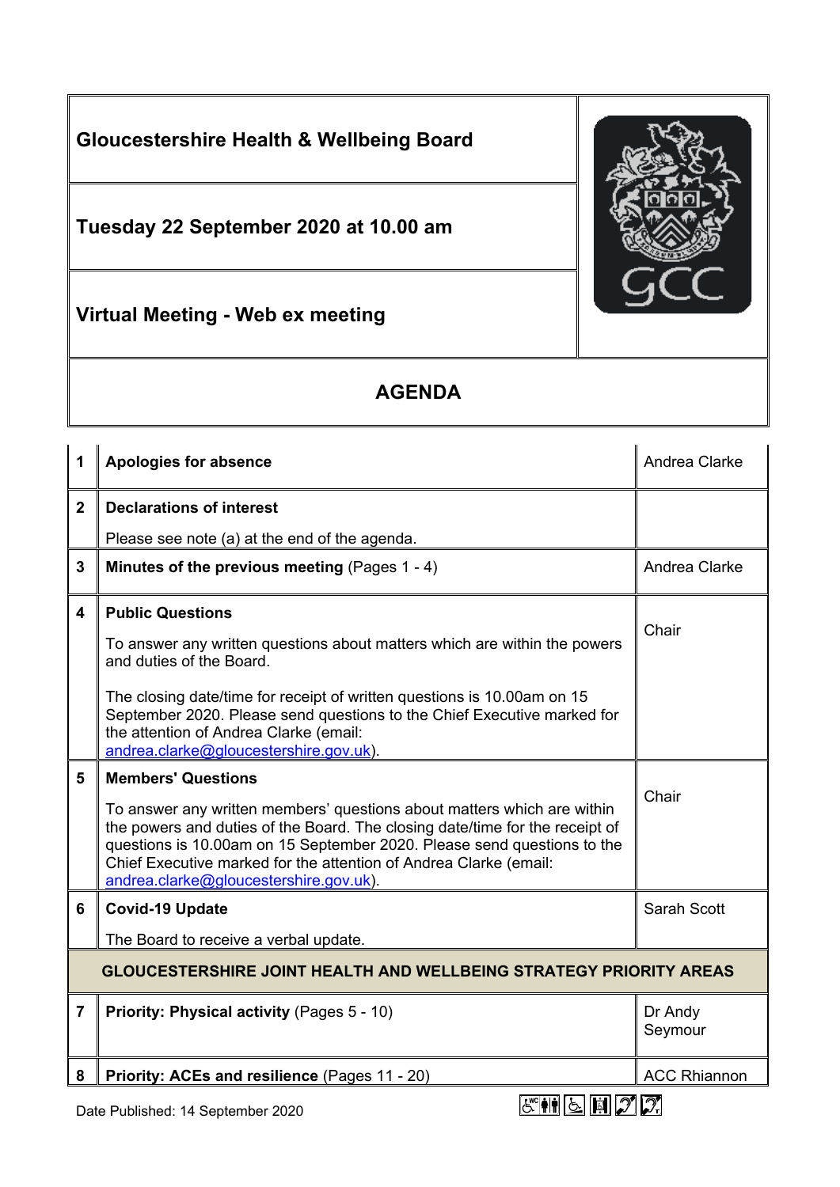# Gloucestershire Health & Wellbeing Board

## Tuesday 22 September 2020 at 10.00 am

## Virtual Meeting - Web ex meeting

## AGENDA

| | | |
|---|---|---|
| **1** | **Apologies for absence** | Andrea Clarke |
| **2** | **Declarations of interest**<br><br>Please see note (a) at the end of the agenda. | |
| **3** | **Minutes of the previous meeting** (Pages 1 - 4) | Andrea Clarke |
| **4** | **Public Questions**<br><br>To answer any written questions about matters which are within the powers and duties of the Board.<br><br>The closing date/time for receipt of written questions is 10.00am on 15 September 2020. Please send questions to the Chief Executive marked for the attention of Andrea Clarke (email: andrea.clarke@gloucestershire.gov.uk). | Chair |
| **5** | **Members' Questions**<br><br>To answer any written members' questions about matters which are within the powers and duties of the Board. The closing date/time for the receipt of questions is 10.00am on 15 September 2020. Please send questions to the Chief Executive marked for the attention of Andrea Clarke (email: andrea.clarke@gloucestershire.gov.uk). | Chair |
| **6** | **Covid-19 Update**<br><br>The Board to receive a verbal update. | Sarah Scott |
| | **GLOUCESTERSHIRE JOINT HEALTH AND WELLBEING STRATEGY PRIORITY AREAS** | |
| **7** | **Priority: Physical activity** (Pages 5 - 10) | Dr Andy Seymour |
| **8** | **Priority: ACEs and resilience** (Pages 11 - 20) | ACC Rhiannon |

Date Published: 14 September 2020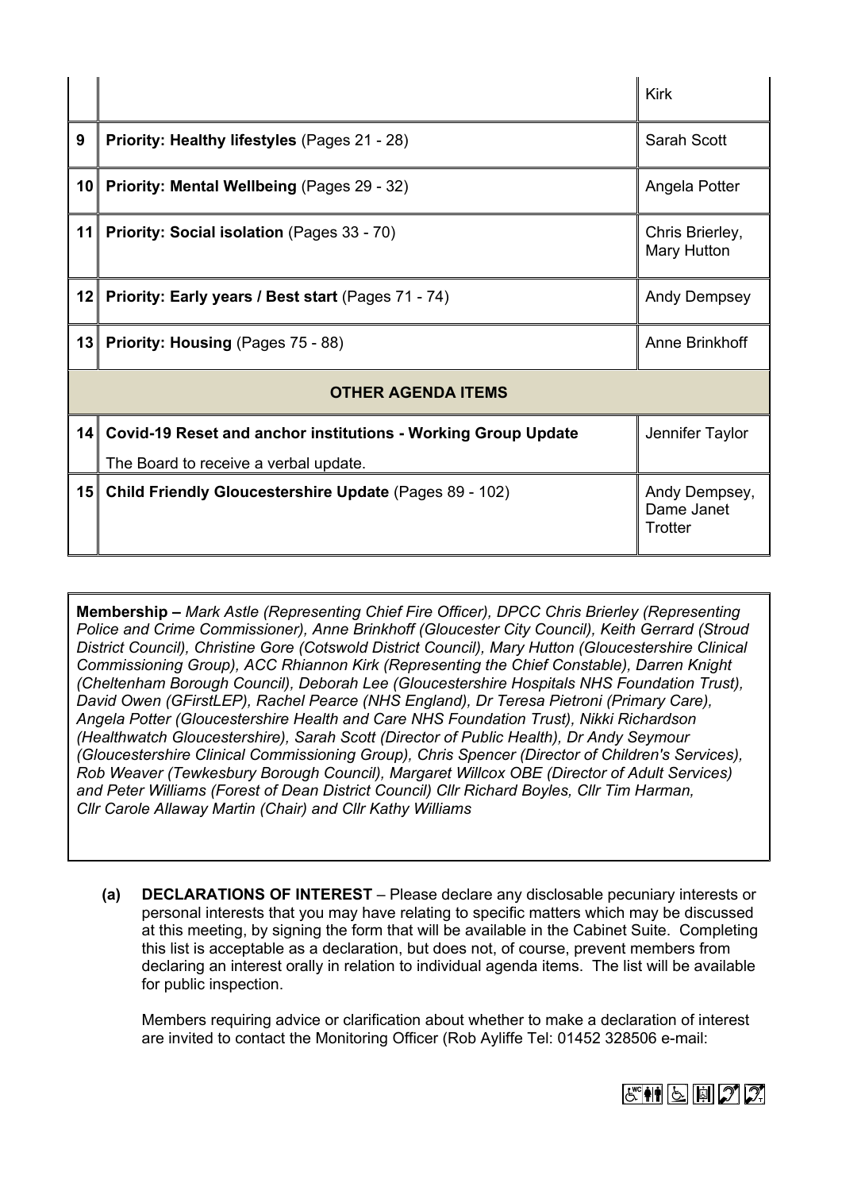| | | |
|---|---|---|
| | | Kirk |
| 9 | **Priority: Healthy lifestyles** (Pages 21 - 28) | Sarah Scott |
| 10 | **Priority: Mental Wellbeing** (Pages 29 - 32) | Angela Potter |
| 11 | **Priority: Social isolation** (Pages 33 - 70) | Chris Brierley, Mary Hutton |
| 12 | **Priority: Early years / Best start** (Pages 71 - 74) | Andy Dempsey |
| 13 | **Priority: Housing** (Pages 75 - 88) | Anne Brinkhoff |
| | **OTHER AGENDA ITEMS** | |
| 14 | **Covid-19 Reset and anchor institutions - Working Group Update**<br>The Board to receive a verbal update. | Jennifer Taylor |
| 15 | **Child Friendly Gloucestershire Update** (Pages 89 - 102) | Andy Dempsey, Dame Janet Trotter |

**Membership –** *Mark Astle (Representing Chief Fire Officer), DPCC Chris Brierley (Representing Police and Crime Commissioner), Anne Brinkhoff (Gloucester City Council), Keith Gerrard (Stroud District Council), Christine Gore (Cotswold District Council), Mary Hutton (Gloucestershire Clinical Commissioning Group), ACC Rhiannon Kirk (Representing the Chief Constable), Darren Knight (Cheltenham Borough Council), Deborah Lee (Gloucestershire Hospitals NHS Foundation Trust), David Owen (GFirstLEP), Rachel Pearce (NHS England), Dr Teresa Pietroni (Primary Care), Angela Potter (Gloucestershire Health and Care NHS Foundation Trust), Nikki Richardson (Healthwatch Gloucestershire), Sarah Scott (Director of Public Health), Dr Andy Seymour (Gloucestershire Clinical Commissioning Group), Chris Spencer (Director of Children's Services), Rob Weaver (Tewkesbury Borough Council), Margaret Willcox OBE (Director of Adult Services) and Peter Williams (Forest of Dean District Council) Cllr Richard Boyles, Cllr Tim Harman, Cllr Carole Allaway Martin (Chair) and Cllr Kathy Williams*

**(a) DECLARATIONS OF INTEREST** – Please declare any disclosable pecuniary interests or personal interests that you may have relating to specific matters which may be discussed at this meeting, by signing the form that will be available in the Cabinet Suite. Completing this list is acceptable as a declaration, but does not, of course, prevent members from declaring an interest orally in relation to individual agenda items. The list will be available for public inspection.

Members requiring advice or clarification about whether to make a declaration of interest are invited to contact the Monitoring Officer (Rob Ayliffe Tel: 01452 328506 e-mail: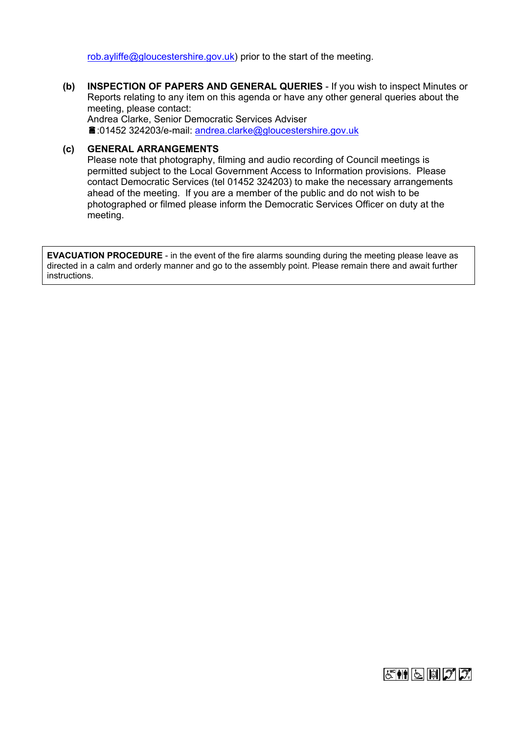rob.ayliffe@gloucestershire.gov.uk) prior to the start of the meeting.

**(b) INSPECTION OF PAPERS AND GENERAL QUERIES** - If you wish to inspect Minutes or Reports relating to any item on this agenda or have any other general queries about the meeting, please contact:
Andrea Clarke, Senior Democratic Services Adviser
☎:01452 324203/e-mail: andrea.clarke@gloucestershire.gov.uk

**(c) GENERAL ARRANGEMENTS**
Please note that photography, filming and audio recording of Council meetings is permitted subject to the Local Government Access to Information provisions. Please contact Democratic Services (tel 01452 324203) to make the necessary arrangements ahead of the meeting. If you are a member of the public and do not wish to be photographed or filmed please inform the Democratic Services Officer on duty at the meeting.

**EVACUATION PROCEDURE** - in the event of the fire alarms sounding during the meeting please leave as directed in a calm and orderly manner and go to the assembly point. Please remain there and await further instructions.